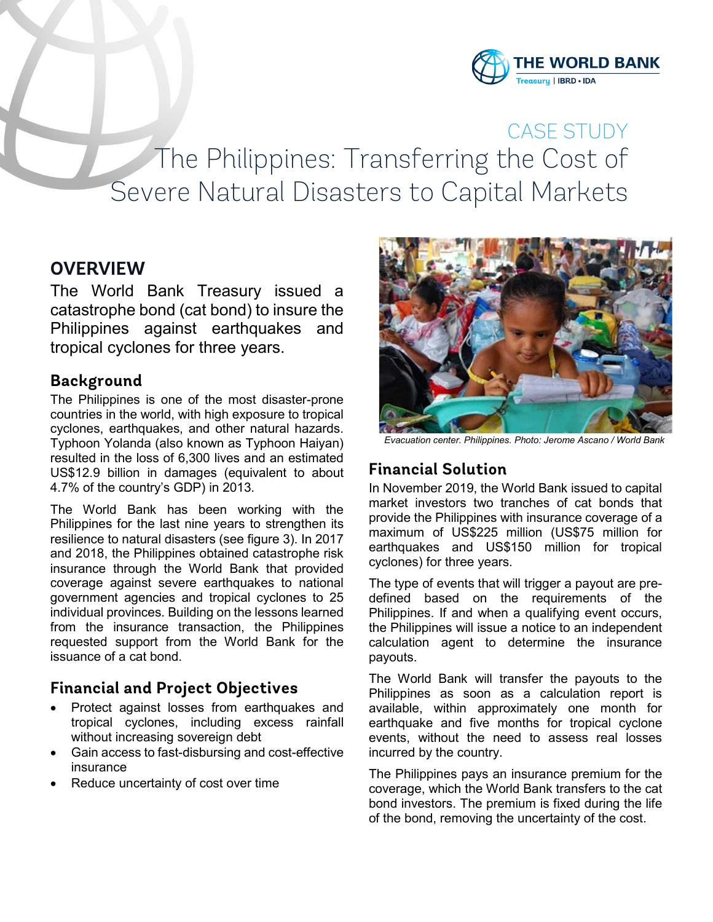CASE STUDY

# The Philippines: Transferring the Cost of Severe Natural Disasters to Capital Markets

## OVERVIEW

The World Bank Treasury issued a catastrophe bond (cat bond) to insure the Philippines against earthquakes and tropical cyclones for three years.

### Background

The Philippines is one of the most disaster-prone countries in the world, with high exposure to tropical cyclones, earthquakes, and other natural hazards. Typhoon Yolanda (also known as Typhoon Haiyan) resulted in the loss of 6,300 lives and an estimated US$12.9 billion in damages (equivalent to about 4.7% of the country's GDP) in 2013.

The World Bank has been working with the Philippines for the last nine years to strengthen its resilience to natural disasters (see figure 3). In 2017 and 2018, the Philippines obtained catastrophe risk insurance through the World Bank that provided coverage against severe earthquakes to national government agencies and tropical cyclones to 25 individual provinces. Building on the lessons learned from the insurance transaction, the Philippines requested support from the World Bank for the issuance of a cat bond.

### Financial and Project Objectives

- Protect against losses from earthquakes and tropical cyclones, including excess rainfall without increasing sovereign debt
- Gain access to fast-disbursing and cost-effective insurance
- Reduce uncertainty of cost over time

*Evacuation center. Philippines. Photo: Jerome Ascano / World Bank*

### Financial Solution

In November 2019, the World Bank issued to capital market investors two tranches of cat bonds that provide the Philippines with insurance coverage of a maximum of US$225 million (US$75 million for earthquakes and US$150 million for tropical cyclones) for three years.

The type of events that will trigger a payout are pre-defined based on the requirements of the Philippines. If and when a qualifying event occurs, the Philippines will issue a notice to an independent calculation agent to determine the insurance payouts.

The World Bank will transfer the payouts to the Philippines as soon as a calculation report is available, within approximately one month for earthquake and five months for tropical cyclone events, without the need to assess real losses incurred by the country.

The Philippines pays an insurance premium for the coverage, which the World Bank transfers to the cat bond investors. The premium is fixed during the life of the bond, removing the uncertainty of the cost.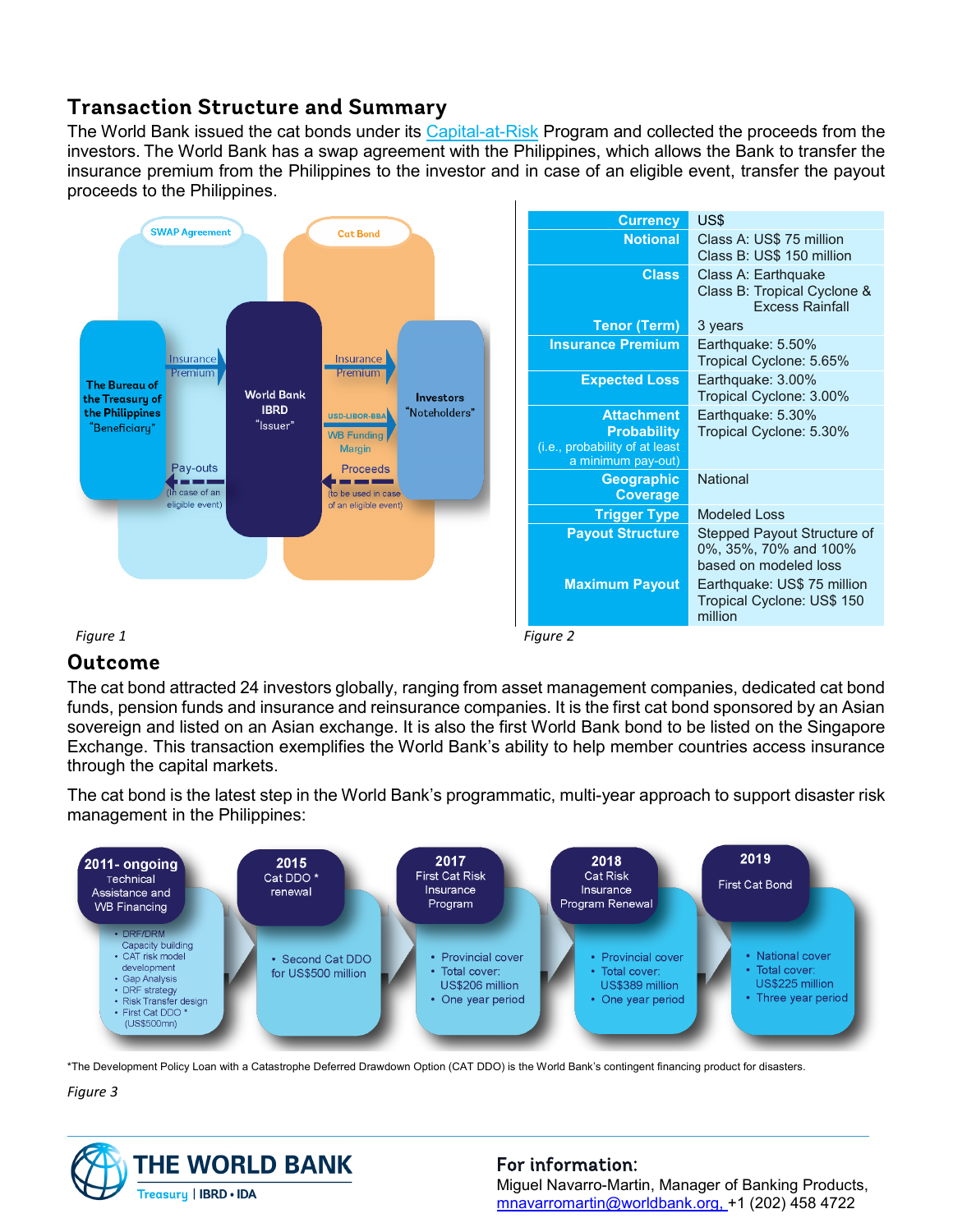## Transaction Structure and Summary

The World Bank issued the cat bonds under its Capital-at-Risk Program and collected the proceeds from the investors. The World Bank has a swap agreement with the Philippines, which allows the Bank to transfer the insurance premium from the Philippines to the investor and in case of an eligible event, transfer the payout proceeds to the Philippines.

SWAP Agreement

Cat Bond

The Bureau of the Treasury of the Philippines "Beneficiary"

Insurance Premium

Pay-outs (In case of an eligible event)

World Bank IBRD "Issuer"

Insurance Premium

USD-LIBOR-BBA

WB Funding Margin

Proceeds (to be used in case of an eligible event)

Investors "Noteholders"

*Figure 1*

| | |
|---|---|
| **Currency** | US$ |
| **Notional** | Class A: US$ 75 million<br>Class B: US$ 150 million |
| **Class** | Class A: Earthquake<br>Class B: Tropical Cyclone & Excess Rainfall |
| **Tenor (Term)** | 3 years |
| **Insurance Premium** | Earthquake: 5.50%<br>Tropical Cyclone: 5.65% |
| **Expected Loss** | Earthquake: 3.00%<br>Tropical Cyclone: 3.00% |
| **Attachment Probability** (i.e., probability of at least a minimum pay-out) | Earthquake: 5.30%<br>Tropical Cyclone: 5.30% |
| **Geographic Coverage** | National |
| **Trigger Type** | Modeled Loss |
| **Payout Structure** | Stepped Payout Structure of 0%, 35%, 70% and 100% based on modeled loss |
| **Maximum Payout** | Earthquake: US$ 75 million<br>Tropical Cyclone: US$ 150 million |

*Figure 2*

## Outcome

The cat bond attracted 24 investors globally, ranging from asset management companies, dedicated cat bond funds, pension funds and insurance and reinsurance companies. It is the first cat bond sponsored by an Asian sovereign and listed on an Asian exchange. It is also the first World Bank bond to be listed on the Singapore Exchange. This transaction exemplifies the World Bank's ability to help member countries access insurance through the capital markets.

The cat bond is the latest step in the World Bank's programmatic, multi-year approach to support disaster risk management in the Philippines:

**2011- ongoing** Technical Assistance and WB Financing
- DRF/DRM Capacity building
- CAT risk model development
- Gap Analysis
- DRF strategy
- Risk Transfer design
- First Cat DDO * (US$500mn)

**2015** Cat DDO * renewal
- Second Cat DDO for US$500 million

**2017** First Cat Risk Insurance Program
- Provincial cover
- Total cover: US$206 million
- One year period

**2018** Cat Risk Insurance Program Renewal
- Provincial cover
- Total cover: US$389 million
- One year period

**2019** First Cat Bond
- National cover
- Total cover: US$225 million
- Three year period

*The Development Policy Loan with a Catastrophe Deferred Drawdown Option (CAT DDO) is the World Bank's contingent financing product for disasters.

*Figure 3*

THE WORLD BANK
Treasury | IBRD • IDA

**For information:**
Miguel Navarro-Martin, Manager of Banking Products,
mnavarromartin@worldbank.org, +1 (202) 458 4722